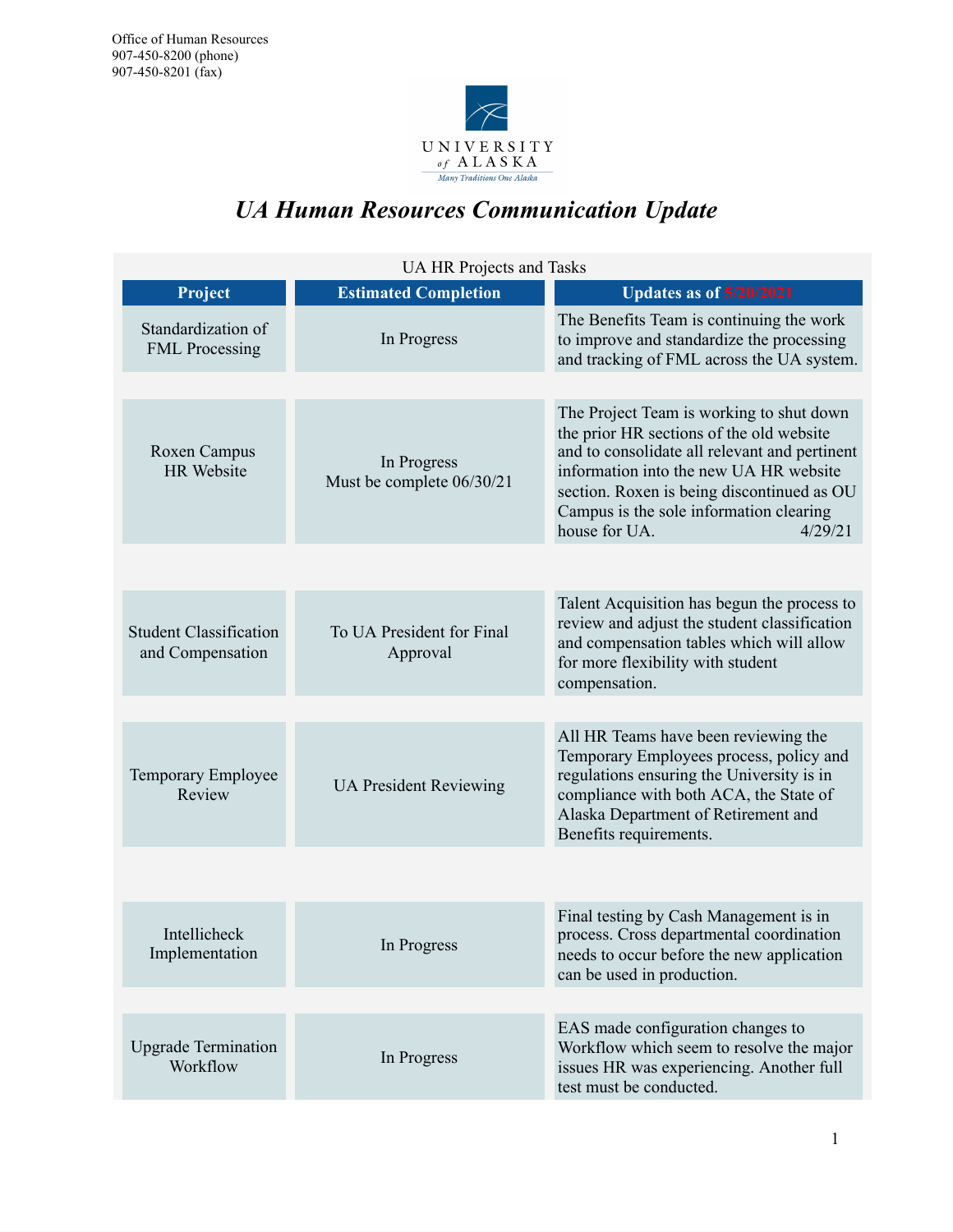Office of Human Resources
907-450-8200 (phone)
907-450-8201 (fax)

UNIVERSITY of ALASKA
*Many Traditions One Alaska*

# *UA Human Resources Communication Update*

UA HR Projects and Tasks

| Project | Estimated Completion | Updates as of 5/20/2021 |
|---|---|---|
| Standardization of FML Processing | In Progress | The Benefits Team is continuing the work to improve and standardize the processing and tracking of FML across the UA system. |
| Roxen Campus HR Website | In Progress<br>Must be complete 06/30/21 | The Project Team is working to shut down the prior HR sections of the old website and to consolidate all relevant and pertinent information into the new UA HR website section. Roxen is being discontinued as OU Campus is the sole information clearing house for UA. 4/29/21 |
| Student Classification and Compensation | To UA President for Final Approval | Talent Acquisition has begun the process to review and adjust the student classification and compensation tables which will allow for more flexibility with student compensation. |
| Temporary Employee Review | UA President Reviewing | All HR Teams have been reviewing the Temporary Employees process, policy and regulations ensuring the University is in compliance with both ACA, the State of Alaska Department of Retirement and Benefits requirements. |
| Intellicheck Implementation | In Progress | Final testing by Cash Management is in process. Cross departmental coordination needs to occur before the new application can be used in production. |
| Upgrade Termination Workflow | In Progress | EAS made configuration changes to Workflow which seem to resolve the major issues HR was experiencing. Another full test must be conducted. |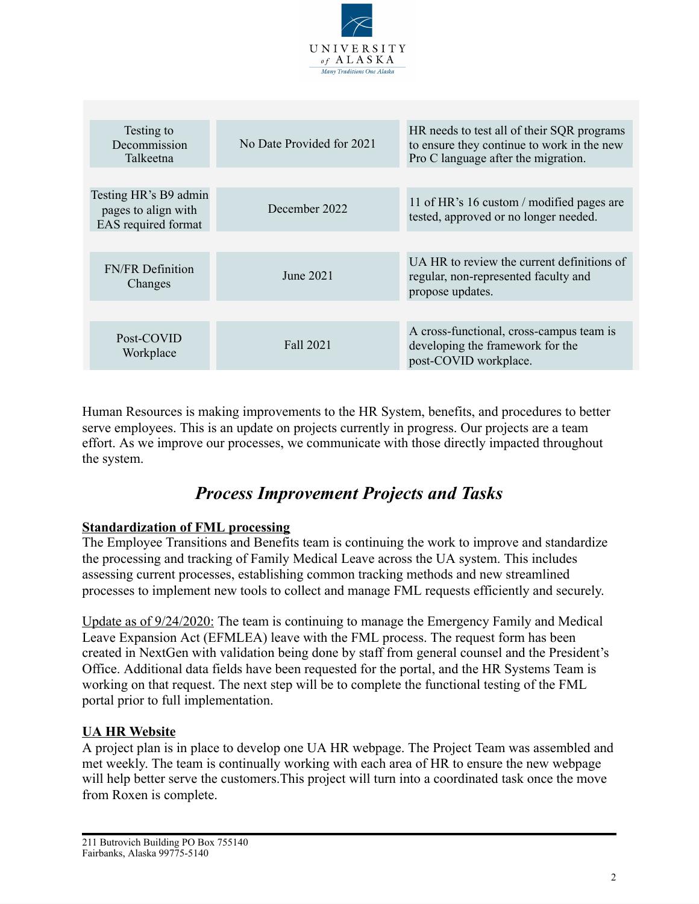| Testing to Decommission Talkeetna | No Date Provided for 2021 | HR needs to test all of their SQR programs to ensure they continue to work in the new Pro C language after the migration. |
|---|---|---|
| Testing HR's B9 admin pages to align with EAS required format | December 2022 | 11 of HR's 16 custom / modified pages are tested, approved or no longer needed. |
| FN/FR Definition Changes | June 2021 | UA HR to review the current definitions of regular, non-represented faculty and propose updates. |
| Post-COVID Workplace | Fall 2021 | A cross-functional, cross-campus team is developing the framework for the post-COVID workplace. |

Human Resources is making improvements to the HR System, benefits, and procedures to better serve employees. This is an update on projects currently in progress. Our projects are a team effort. As we improve our processes, we communicate with those directly impacted throughout the system.

## *Process Improvement Projects and Tasks*

**Standardization of FML processing**
The Employee Transitions and Benefits team is continuing the work to improve and standardize the processing and tracking of Family Medical Leave across the UA system. This includes assessing current processes, establishing common tracking methods and new streamlined processes to implement new tools to collect and manage FML requests efficiently and securely.

Update as of 9/24/2020: The team is continuing to manage the Emergency Family and Medical Leave Expansion Act (EFMLEA) leave with the FML process. The request form has been created in NextGen with validation being done by staff from general counsel and the President's Office. Additional data fields have been requested for the portal, and the HR Systems Team is working on that request. The next step will be to complete the functional testing of the FML portal prior to full implementation.

**UA HR Website**
A project plan is in place to develop one UA HR webpage. The Project Team was assembled and met weekly. The team is continually working with each area of HR to ensure the new webpage will help better serve the customers.This project will turn into a coordinated task once the move from Roxen is complete.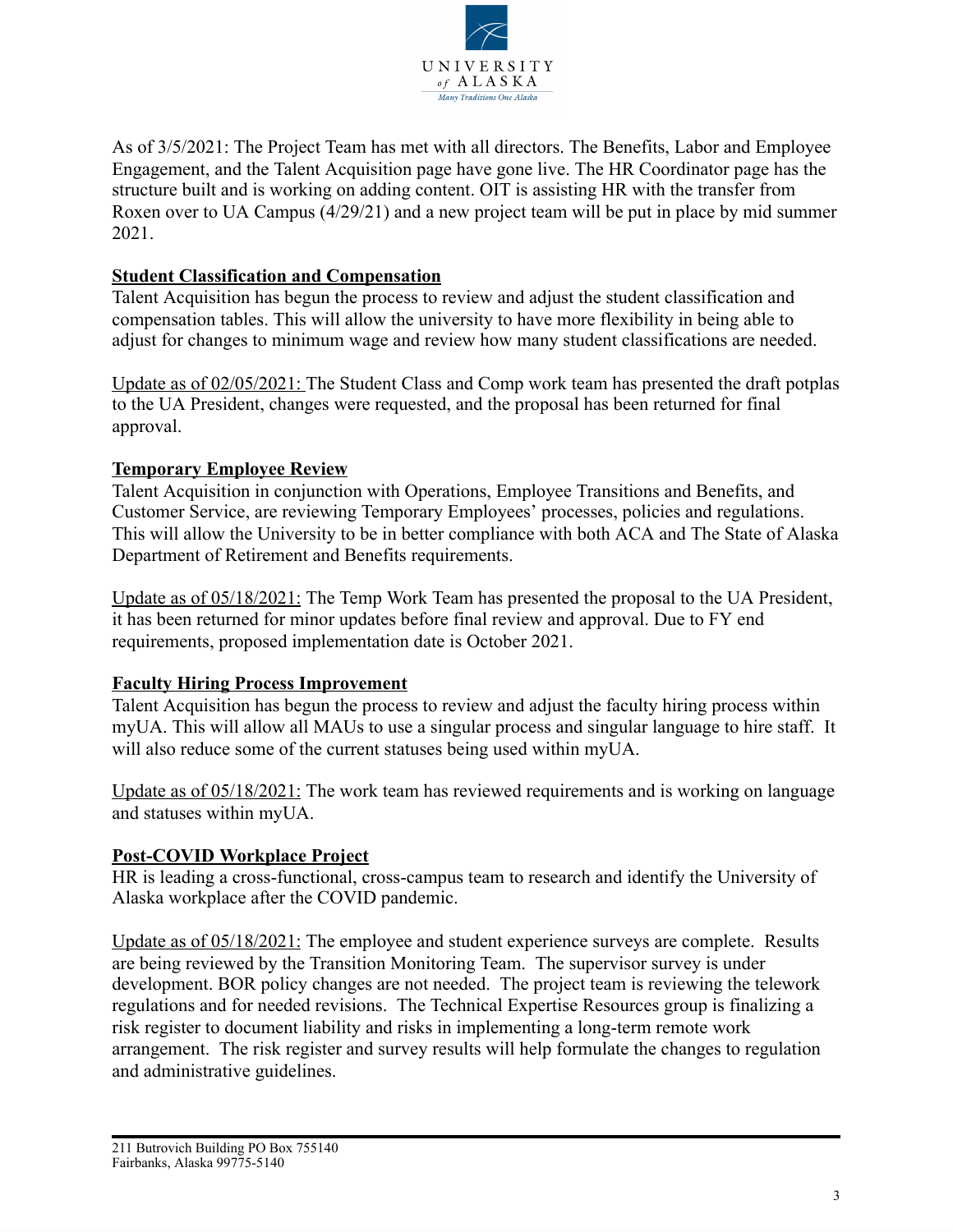As of 3/5/2021: The Project Team has met with all directors. The Benefits, Labor and Employee Engagement, and the Talent Acquisition page have gone live. The HR Coordinator page has the structure built and is working on adding content. OIT is assisting HR with the transfer from Roxen over to UA Campus (4/29/21) and a new project team will be put in place by mid summer 2021.

## Student Classification and Compensation

Talent Acquisition has begun the process to review and adjust the student classification and compensation tables. This will allow the university to have more flexibility in being able to adjust for changes to minimum wage and review how many student classifications are needed.

Update as of 02/05/2021: The Student Class and Comp work team has presented the draft potplas to the UA President, changes were requested, and the proposal has been returned for final approval.

## Temporary Employee Review

Talent Acquisition in conjunction with Operations, Employee Transitions and Benefits, and Customer Service, are reviewing Temporary Employees' processes, policies and regulations. This will allow the University to be in better compliance with both ACA and The State of Alaska Department of Retirement and Benefits requirements.

Update as of 05/18/2021: The Temp Work Team has presented the proposal to the UA President, it has been returned for minor updates before final review and approval. Due to FY end requirements, proposed implementation date is October 2021.

## Faculty Hiring Process Improvement

Talent Acquisition has begun the process to review and adjust the faculty hiring process within myUA. This will allow all MAUs to use a singular process and singular language to hire staff. It will also reduce some of the current statuses being used within myUA.

Update as of 05/18/2021: The work team has reviewed requirements and is working on language and statuses within myUA.

## Post-COVID Workplace Project

HR is leading a cross-functional, cross-campus team to research and identify the University of Alaska workplace after the COVID pandemic.

Update as of 05/18/2021: The employee and student experience surveys are complete. Results are being reviewed by the Transition Monitoring Team. The supervisor survey is under development. BOR policy changes are not needed. The project team is reviewing the telework regulations and for needed revisions. The Technical Expertise Resources group is finalizing a risk register to document liability and risks in implementing a long-term remote work arrangement. The risk register and survey results will help formulate the changes to regulation and administrative guidelines.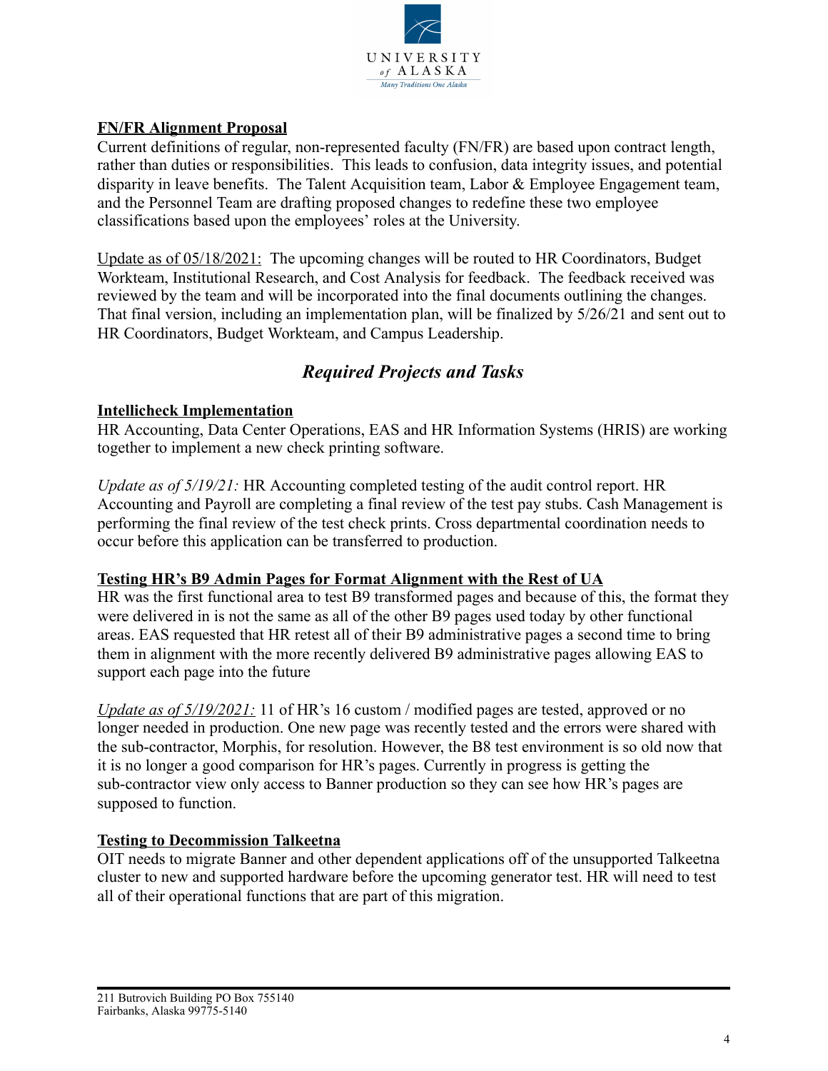**FN/FR Alignment Proposal**

Current definitions of regular, non-represented faculty (FN/FR) are based upon contract length, rather than duties or responsibilities. This leads to confusion, data integrity issues, and potential disparity in leave benefits. The Talent Acquisition team, Labor & Employee Engagement team, and the Personnel Team are drafting proposed changes to redefine these two employee classifications based upon the employees' roles at the University.

Update as of 05/18/2021: The upcoming changes will be routed to HR Coordinators, Budget Workteam, Institutional Research, and Cost Analysis for feedback. The feedback received was reviewed by the team and will be incorporated into the final documents outlining the changes. That final version, including an implementation plan, will be finalized by 5/26/21 and sent out to HR Coordinators, Budget Workteam, and Campus Leadership.

## *Required Projects and Tasks*

**Intellicheck Implementation**

HR Accounting, Data Center Operations, EAS and HR Information Systems (HRIS) are working together to implement a new check printing software.

*Update as of 5/19/21:* HR Accounting completed testing of the audit control report. HR Accounting and Payroll are completing a final review of the test pay stubs. Cash Management is performing the final review of the test check prints. Cross departmental coordination needs to occur before this application can be transferred to production.

**Testing HR's B9 Admin Pages for Format Alignment with the Rest of UA**

HR was the first functional area to test B9 transformed pages and because of this, the format they were delivered in is not the same as all of the other B9 pages used today by other functional areas. EAS requested that HR retest all of their B9 administrative pages a second time to bring them in alignment with the more recently delivered B9 administrative pages allowing EAS to support each page into the future

*Update as of 5/19/2021:* 11 of HR's 16 custom / modified pages are tested, approved or no longer needed in production. One new page was recently tested and the errors were shared with the sub-contractor, Morphis, for resolution. However, the B8 test environment is so old now that it is no longer a good comparison for HR's pages. Currently in progress is getting the sub-contractor view only access to Banner production so they can see how HR's pages are supposed to function.

**Testing to Decommission Talkeetna**

OIT needs to migrate Banner and other dependent applications off of the unsupported Talkeetna cluster to new and supported hardware before the upcoming generator test. HR will need to test all of their operational functions that are part of this migration.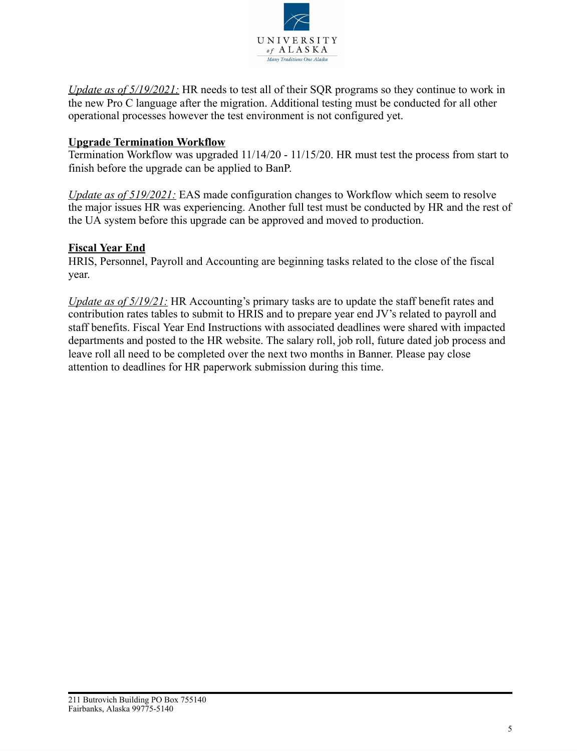*Update as of 5/19/2021:* HR needs to test all of their SQR programs so they continue to work in the new Pro C language after the migration. Additional testing must be conducted for all other operational processes however the test environment is not configured yet.

**Upgrade Termination Workflow**

Termination Workflow was upgraded 11/14/20 - 11/15/20. HR must test the process from start to finish before the upgrade can be applied to BanP.

*Update as of 519/2021:* EAS made configuration changes to Workflow which seem to resolve the major issues HR was experiencing. Another full test must be conducted by HR and the rest of the UA system before this upgrade can be approved and moved to production.

**Fiscal Year End**

HRIS, Personnel, Payroll and Accounting are beginning tasks related to the close of the fiscal year.

*Update as of 5/19/21:* HR Accounting's primary tasks are to update the staff benefit rates and contribution rates tables to submit to HRIS and to prepare year end JV's related to payroll and staff benefits. Fiscal Year End Instructions with associated deadlines were shared with impacted departments and posted to the HR website. The salary roll, job roll, future dated job process and leave roll all need to be completed over the next two months in Banner. Please pay close attention to deadlines for HR paperwork submission during this time.